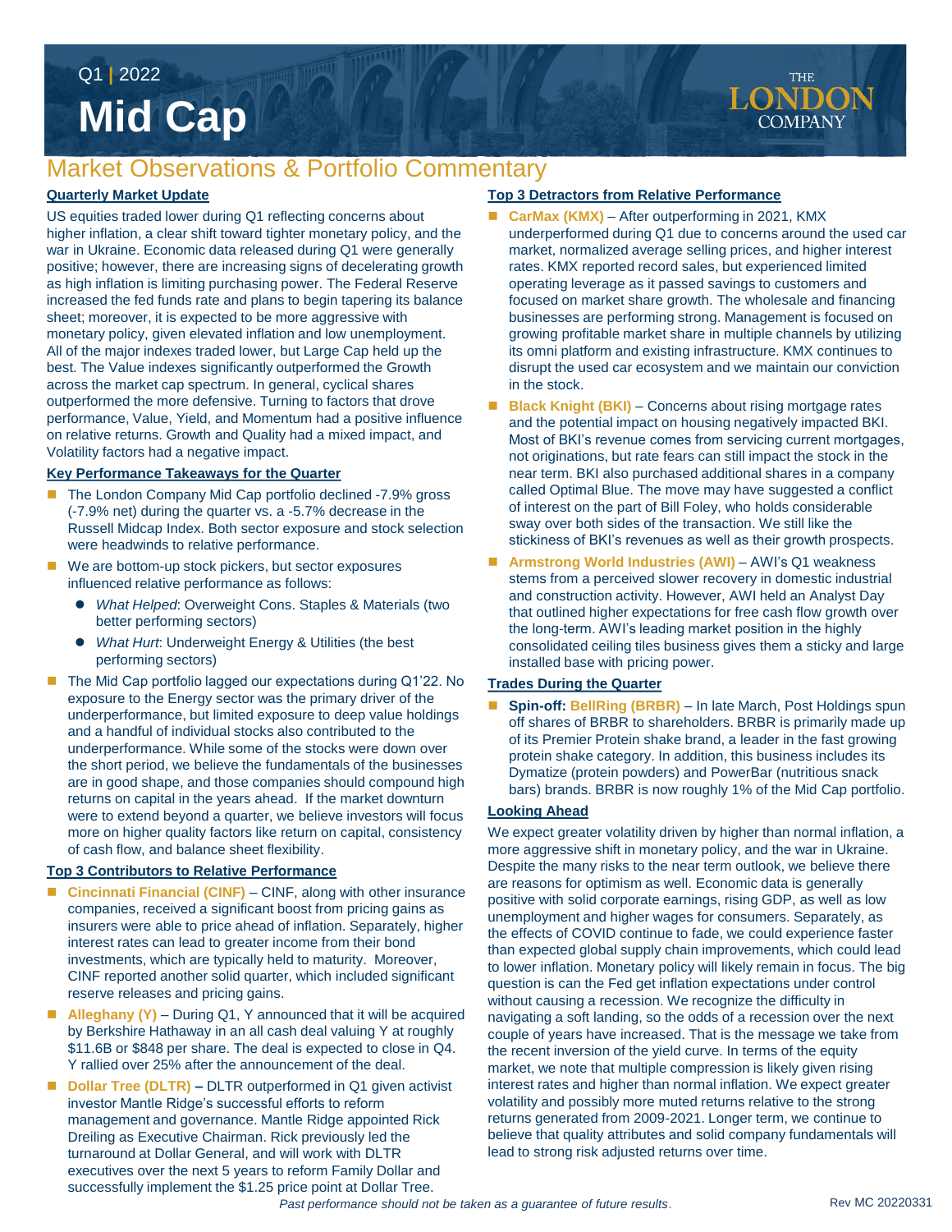Q1 | 2022

# Mid Cap

THE LONDON COMPANY

## Market Observations & Portfolio Commentary

### Quarterly Market Update

US equities traded lower during Q1 reflecting concerns about higher inflation, a clear shift toward tighter monetary policy, and the war in Ukraine. Economic data released during Q1 were generally positive; however, there are increasing signs of decelerating growth as high inflation is limiting purchasing power. The Federal Reserve increased the fed funds rate and plans to begin tapering its balance sheet; moreover, it is expected to be more aggressive with monetary policy, given elevated inflation and low unemployment. All of the major indexes traded lower, but Large Cap held up the best. The Value indexes significantly outperformed the Growth across the market cap spectrum. In general, cyclical shares outperformed the more defensive. Turning to factors that drove performance, Value, Yield, and Momentum had a positive influence on relative returns. Growth and Quality had a mixed impact, and Volatility factors had a negative impact.

### Key Performance Takeaways for the Quarter

- The London Company Mid Cap portfolio declined -7.9% gross (-7.9% net) during the quarter vs. a -5.7% decrease in the Russell Midcap Index. Both sector exposure and stock selection were headwinds to relative performance.
- We are bottom-up stock pickers, but sector exposures influenced relative performance as follows:
  - *What Helped*: Overweight Cons. Staples & Materials (two better performing sectors)
  - *What Hurt*: Underweight Energy & Utilities (the best performing sectors)
- The Mid Cap portfolio lagged our expectations during Q1'22. No exposure to the Energy sector was the primary driver of the underperformance, but limited exposure to deep value holdings and a handful of individual stocks also contributed to the underperformance. While some of the stocks were down over the short period, we believe the fundamentals of the businesses are in good shape, and those companies should compound high returns on capital in the years ahead. If the market downturn were to extend beyond a quarter, we believe investors will focus more on higher quality factors like return on capital, consistency of cash flow, and balance sheet flexibility.

### Top 3 Contributors to Relative Performance

- **Cincinnati Financial (CINF)** – CINF, along with other insurance companies, received a significant boost from pricing gains as insurers were able to price ahead of inflation. Separately, higher interest rates can lead to greater income from their bond investments, which are typically held to maturity. Moreover, CINF reported another solid quarter, which included significant reserve releases and pricing gains.
- **Alleghany (Y)** – During Q1, Y announced that it will be acquired by Berkshire Hathaway in an all cash deal valuing Y at roughly $11.6B or $848 per share. The deal is expected to close in Q4. Y rallied over 25% after the announcement of the deal.
- **Dollar Tree (DLTR)** – DLTR outperformed in Q1 given activist investor Mantle Ridge's successful efforts to reform management and governance. Mantle Ridge appointed Rick Dreiling as Executive Chairman. Rick previously led the turnaround at Dollar General, and will work with DLTR executives over the next 5 years to reform Family Dollar and successfully implement the $1.25 price point at Dollar Tree.

### Top 3 Detractors from Relative Performance

- **CarMax (KMX)** – After outperforming in 2021, KMX underperformed during Q1 due to concerns around the used car market, normalized average selling prices, and higher interest rates. KMX reported record sales, but experienced limited operating leverage as it passed savings to customers and focused on market share growth. The wholesale and financing businesses are performing strong. Management is focused on growing profitable market share in multiple channels by utilizing its omni platform and existing infrastructure. KMX continues to disrupt the used car ecosystem and we maintain our conviction in the stock.
- **Black Knight (BKI)** – Concerns about rising mortgage rates and the potential impact on housing negatively impacted BKI. Most of BKI's revenue comes from servicing current mortgages, not originations, but rate fears can still impact the stock in the near term. BKI also purchased additional shares in a company called Optimal Blue. The move may have suggested a conflict of interest on the part of Bill Foley, who holds considerable sway over both sides of the transaction. We still like the stickiness of BKI's revenues as well as their growth prospects.
- **Armstrong World Industries (AWI)** – AWI's Q1 weakness stems from a perceived slower recovery in domestic industrial and construction activity. However, AWI held an Analyst Day that outlined higher expectations for free cash flow growth over the long-term. AWI's leading market position in the highly consolidated ceiling tiles business gives them a sticky and large installed base with pricing power.

### Trades During the Quarter

- **Spin-off: BellRing (BRBR)** – In late March, Post Holdings spun off shares of BRBR to shareholders. BRBR is primarily made up of its Premier Protein shake brand, a leader in the fast growing protein shake category. In addition, this business includes its Dymatize (protein powders) and PowerBar (nutritious snack bars) brands. BRBR is now roughly 1% of the Mid Cap portfolio.

### Looking Ahead

We expect greater volatility driven by higher than normal inflation, a more aggressive shift in monetary policy, and the war in Ukraine. Despite the many risks to the near term outlook, we believe there are reasons for optimism as well. Economic data is generally positive with solid corporate earnings, rising GDP, as well as low unemployment and higher wages for consumers. Separately, as the effects of COVID continue to fade, we could experience faster than expected global supply chain improvements, which could lead to lower inflation. Monetary policy will likely remain in focus. The big question is can the Fed get inflation expectations under control without causing a recession. We recognize the difficulty in navigating a soft landing, so the odds of a recession over the next couple of years have increased. That is the message we take from the recent inversion of the yield curve. In terms of the equity market, we note that multiple compression is likely given rising interest rates and higher than normal inflation. We expect greater volatility and possibly more muted returns relative to the strong returns generated from 2009-2021. Longer term, we continue to believe that quality attributes and solid company fundamentals will lead to strong risk adjusted returns over time.

*Past performance should not be taken as a guarantee of future results.*

Rev MC 20220331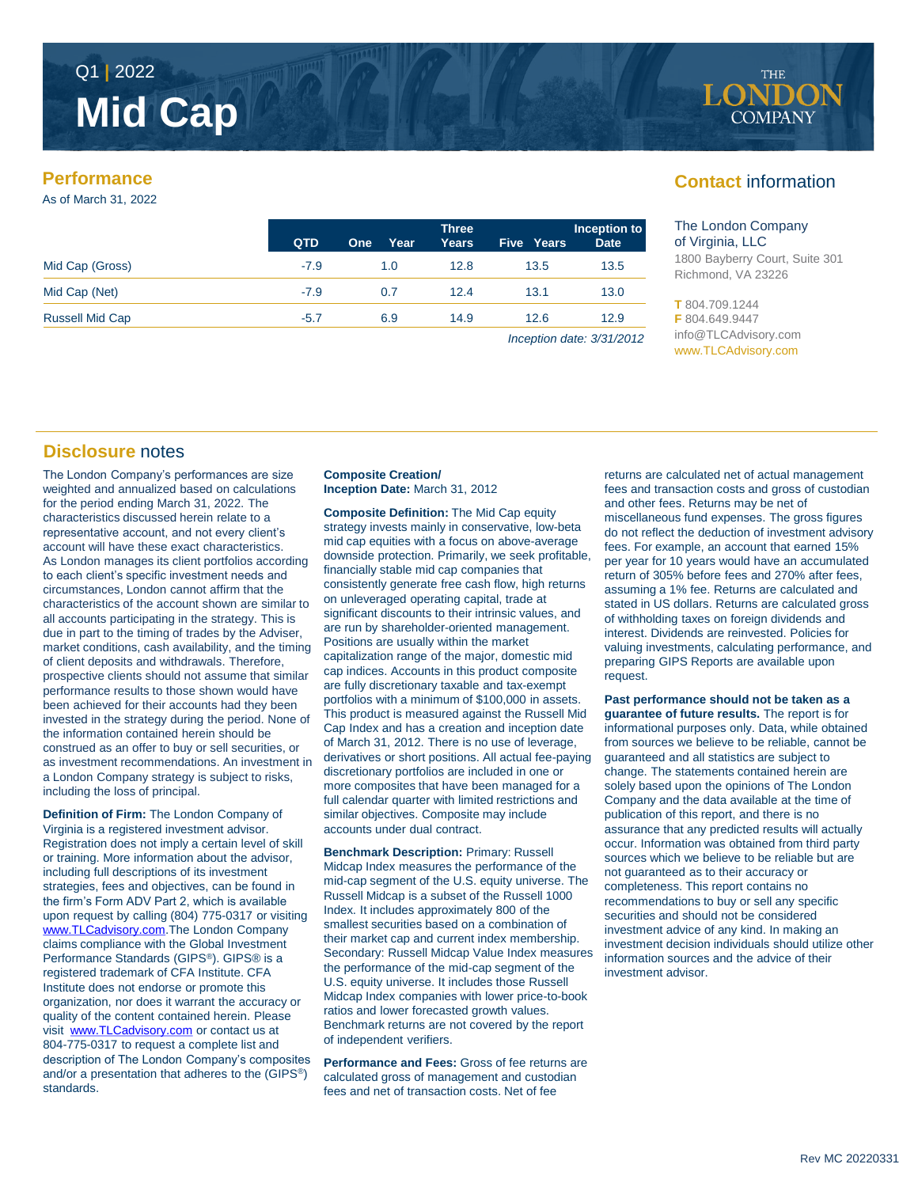Q1 | 2022

# Mid Cap

THE LONDON COMPANY

## Performance

As of March 31, 2022

| | QTD | One Year | Three Years | Five Years | Inception to Date |
|---|---|---|---|---|---|
| Mid Cap (Gross) | -7.9 | 1.0 | 12.8 | 13.5 | 13.5 |
| Mid Cap (Net) | -7.9 | 0.7 | 12.4 | 13.1 | 13.0 |
| Russell Mid Cap | -5.7 | 6.9 | 14.9 | 12.6 | 12.9 |

*Inception date: 3/31/2012*

## Contact information

The London Company of Virginia, LLC
1800 Bayberry Court, Suite 301
Richmond, VA 23226

**T** 804.709.1244
**F** 804.649.9447
info@TLCAdvisory.com
www.TLCAdvisory.com

## Disclosure notes

The London Company's performances are size weighted and annualized based on calculations for the period ending March 31, 2022. The characteristics discussed herein relate to a representative account, and not every client's account will have these exact characteristics. As London manages its client portfolios according to each client's specific investment needs and circumstances, London cannot affirm that the characteristics of the account shown are similar to all accounts participating in the strategy. This is due in part to the timing of trades by the Adviser, market conditions, cash availability, and the timing of client deposits and withdrawals. Therefore, prospective clients should not assume that similar performance results to those shown would have been achieved for their accounts had they been invested in the strategy during the period. None of the information contained herein should be construed as an offer to buy or sell securities, or as investment recommendations. An investment in a London Company strategy is subject to risks, including the loss of principal.

**Definition of Firm:** The London Company of Virginia is a registered investment advisor. Registration does not imply a certain level of skill or training. More information about the advisor, including full descriptions of its investment strategies, fees and objectives, can be found in the firm's Form ADV Part 2, which is available upon request by calling (804) 775-0317 or visiting www.TLCadvisory.com.The London Company claims compliance with the Global Investment Performance Standards (GIPS®). GIPS® is a registered trademark of CFA Institute. CFA Institute does not endorse or promote this organization, nor does it warrant the accuracy or quality of the content contained herein. Please visit www.TLCadvisory.com or contact us at 804-775-0317 to request a complete list and description of The London Company's composites and/or a presentation that adheres to the (GIPS®) standards.

**Composite Creation/ Inception Date:** March 31, 2012

**Composite Definition:** The Mid Cap equity strategy invests mainly in conservative, low-beta mid cap equities with a focus on above-average downside protection. Primarily, we seek profitable, financially stable mid cap companies that consistently generate free cash flow, high returns on unleveraged operating capital, trade at significant discounts to their intrinsic values, and are run by shareholder-oriented management. Positions are usually within the market capitalization range of the major, domestic mid cap indices. Accounts in this product composite are fully discretionary taxable and tax-exempt portfolios with a minimum of $100,000 in assets. This product is measured against the Russell Mid Cap Index and has a creation and inception date of March 31, 2012. There is no use of leverage, derivatives or short positions. All actual fee-paying discretionary portfolios are included in one or more composites that have been managed for a full calendar quarter with limited restrictions and similar objectives. Composite may include accounts under dual contract.

**Benchmark Description:** Primary: Russell Midcap Index measures the performance of the mid-cap segment of the U.S. equity universe. The Russell Midcap is a subset of the Russell 1000 Index. It includes approximately 800 of the smallest securities based on a combination of their market cap and current index membership. Secondary: Russell Midcap Value Index measures the performance of the mid-cap segment of the U.S. equity universe. It includes those Russell Midcap Index companies with lower price-to-book ratios and lower forecasted growth values. Benchmark returns are not covered by the report of independent verifiers.

**Performance and Fees:** Gross of fee returns are calculated gross of management and custodian fees and net of transaction costs. Net of fee returns are calculated net of actual management fees and transaction costs and gross of custodian and other fees. Returns may be net of miscellaneous fund expenses. The gross figures do not reflect the deduction of investment advisory fees. For example, an account that earned 15% per year for 10 years would have an accumulated return of 305% before fees and 270% after fees, assuming a 1% fee. Returns are calculated and stated in US dollars. Returns are calculated gross of withholding taxes on foreign dividends and interest. Dividends are reinvested. Policies for valuing investments, calculating performance, and preparing GIPS Reports are available upon request.

**Past performance should not be taken as a guarantee of future results.** The report is for informational purposes only. Data, while obtained from sources we believe to be reliable, cannot be guaranteed and all statistics are subject to change. The statements contained herein are solely based upon the opinions of The London Company and the data available at the time of publication of this report, and there is no assurance that any predicted results will actually occur. Information was obtained from third party sources which we believe to be reliable but are not guaranteed as to their accuracy or completeness. This report contains no recommendations to buy or sell any specific securities and should not be considered investment advice of any kind. In making an investment decision individuals should utilize other information sources and the advice of their investment advisor.

Rev MC 20220331